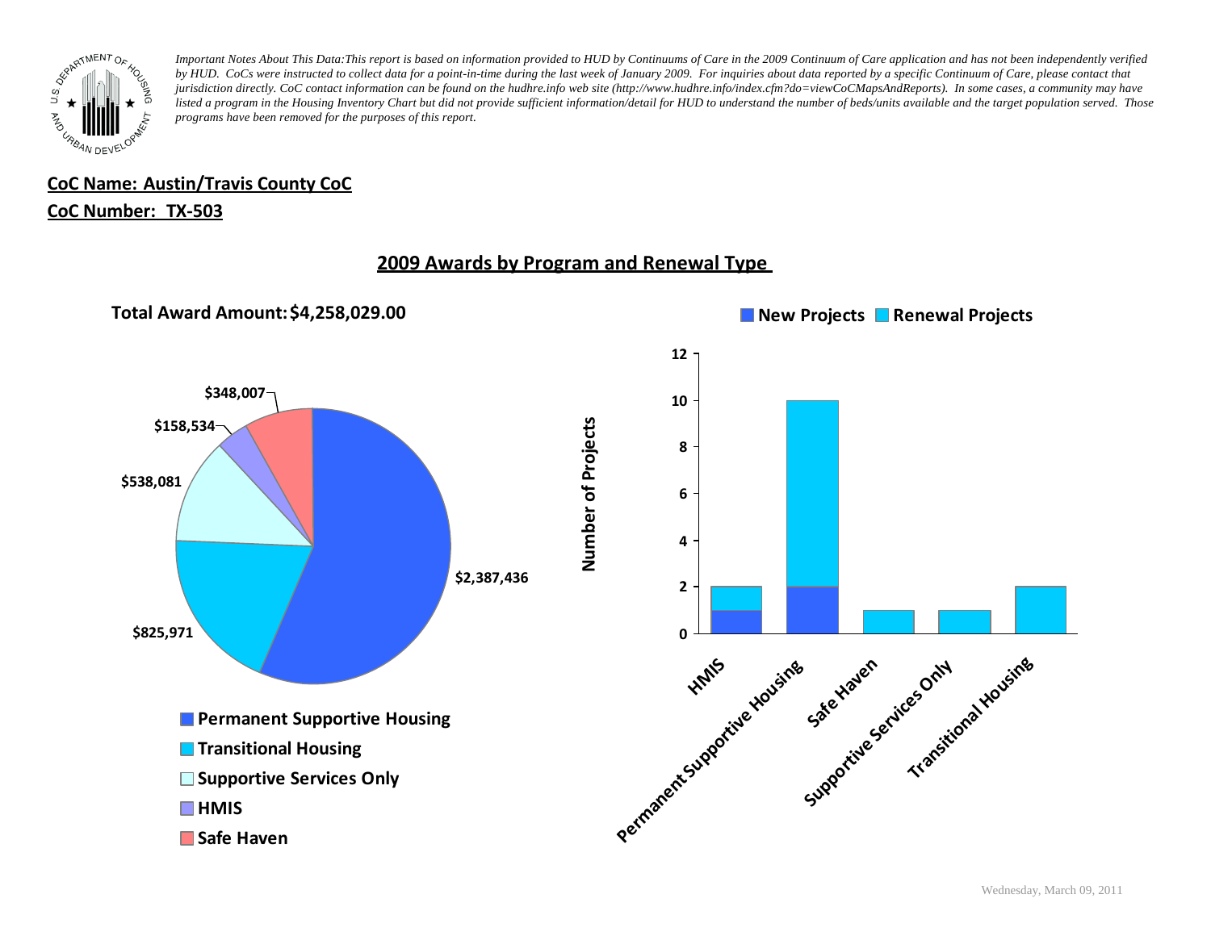*Important Notes About This Data:This report is based on information provided to HUD by Continuums of Care in the 2009 Continuum of Care application and has not been independently verified by HUD. CoCs were instructed to collect data for a point-in-time during the last week of January 2009. For inquiries about data reported by a specific Continuum of Care, please contact that jurisdiction directly. CoC contact information can be found on the hudhre.info web site (http://www.hudhre.info/index.cfm?do=viewCoCMapsAndReports). In some cases, a community may have listed a program in the Housing Inventory Chart but did not provide sufficient information/detail for HUD to understand the number of beds/units available and the target population served. Those programs have been removed for the purposes of this report.*

**CoC Name: Austin/Travis County CoC**

**CoC Number: TX-503**

## 2009 Awards by Program and Renewal Type

**Total Award Amount: $4,258,029.00**

| Program Type | Award Amount |
|---|---|
| Permanent Supportive Housing | $2,387,436 |
| Transitional Housing | $825,971 |
| Supportive Services Only | $538,081 |
| HMIS | $158,534 |
| Safe Haven | $348,007 |

| Program Type | New Projects | Renewal Projects |
|---|---|---|
| HMIS | 1 | 1 |
| Permanent Supportive Housing | 2 | 8 |
| Safe Haven | 0 | 1 |
| Supportive Services Only | 0 | 1 |
| Transitional Housing | 0 | 2 |

Wednesday, March 09, 2011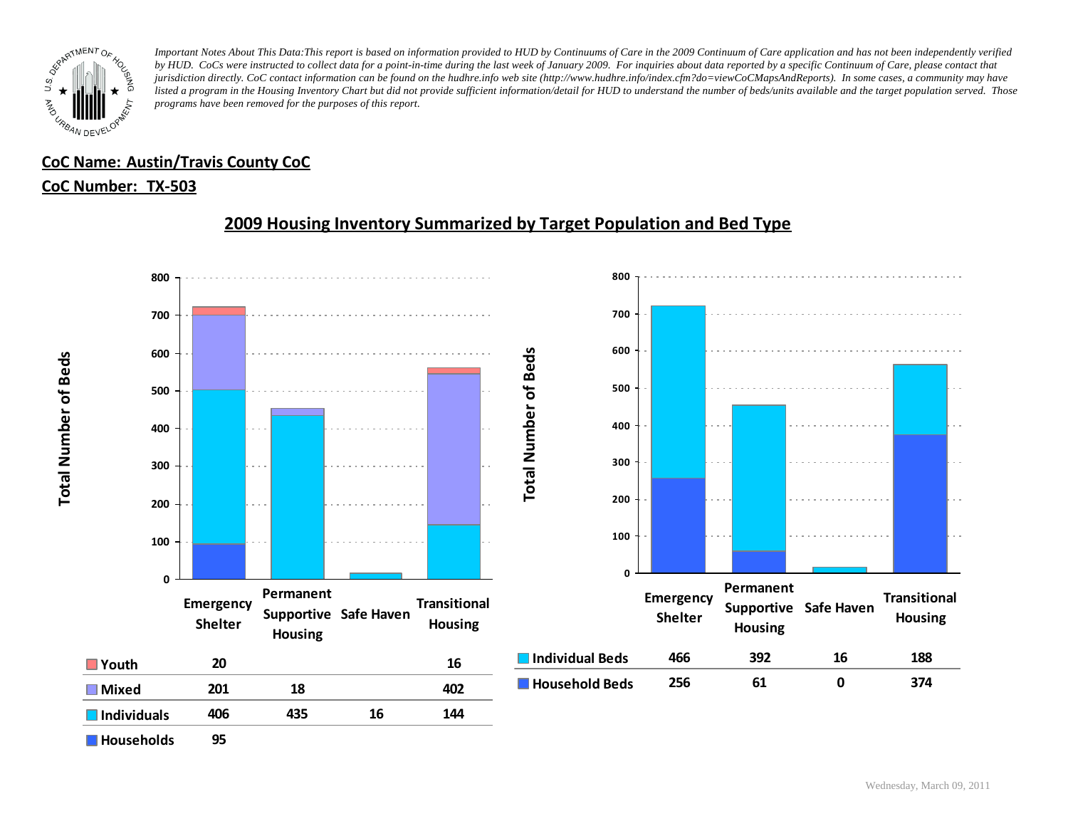*Important Notes About This Data:This report is based on information provided to HUD by Continuums of Care in the 2009 Continuum of Care application and has not been independently verified by HUD. CoCs were instructed to collect data for a point-in-time during the last week of January 2009. For inquiries about data reported by a specific Continuum of Care, please contact that jurisdiction directly. CoC contact information can be found on the hudhre.info web site (http://www.hudhre.info/index.cfm?do=viewCoCMapsAndReports). In some cases, a community may have listed a program in the Housing Inventory Chart but did not provide sufficient information/detail for HUD to understand the number of beds/units available and the target population served. Those programs have been removed for the purposes of this report.*

**CoC Name: Austin/Travis County CoC**

**CoC Number: TX-503**

## 2009 Housing Inventory Summarized by Target Population and Bed Type

| | Emergency Shelter | Permanent Supportive Housing | Safe Haven | Transitional Housing |
|---|---|---|---|---|
| Youth | 20 | | | 16 |
| Mixed | 201 | 18 | | 402 |
| Individuals | 406 | 435 | 16 | 144 |
| Households | 95 | | | |

| | Emergency Shelter | Permanent Supportive Housing | Safe Haven | Transitional Housing |
|---|---|---|---|---|
| Individual Beds | 466 | 392 | 16 | 188 |
| Household Beds | 256 | 61 | 0 | 374 |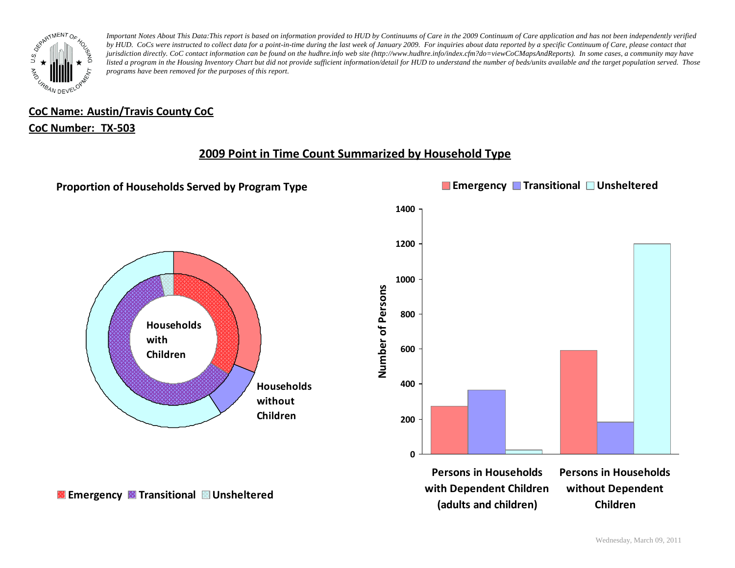*Important Notes About This Data:This report is based on information provided to HUD by Continuums of Care in the 2009 Continuum of Care application and has not been independently verified by HUD. CoCs were instructed to collect data for a point-in-time during the last week of January 2009. For inquiries about data reported by a specific Continuum of Care, please contact that jurisdiction directly. CoC contact information can be found on the hudhre.info web site (http://www.hudhre.info/index.cfm?do=viewCoCMapsAndReports). In some cases, a community may have listed a program in the Housing Inventory Chart but did not provide sufficient information/detail for HUD to understand the number of beds/units available and the target population served. Those programs have been removed for the purposes of this report.*

**CoC Name: Austin/Travis County CoC**

**CoC Number: TX-503**

## 2009 Point in Time Count Summarized by Household Type

### Proportion of Households Served by Program Type

Households with Children

Households without Children

Emergency | Transitional | Unsheltered

Emergency | Transitional | Unsheltered

Number of Persons

1400, 1200, 1000, 800, 600, 400, 200, 0

Persons in Households with Dependent Children (adults and children)

Persons in Households without Dependent Children

Wednesday, March 09, 2011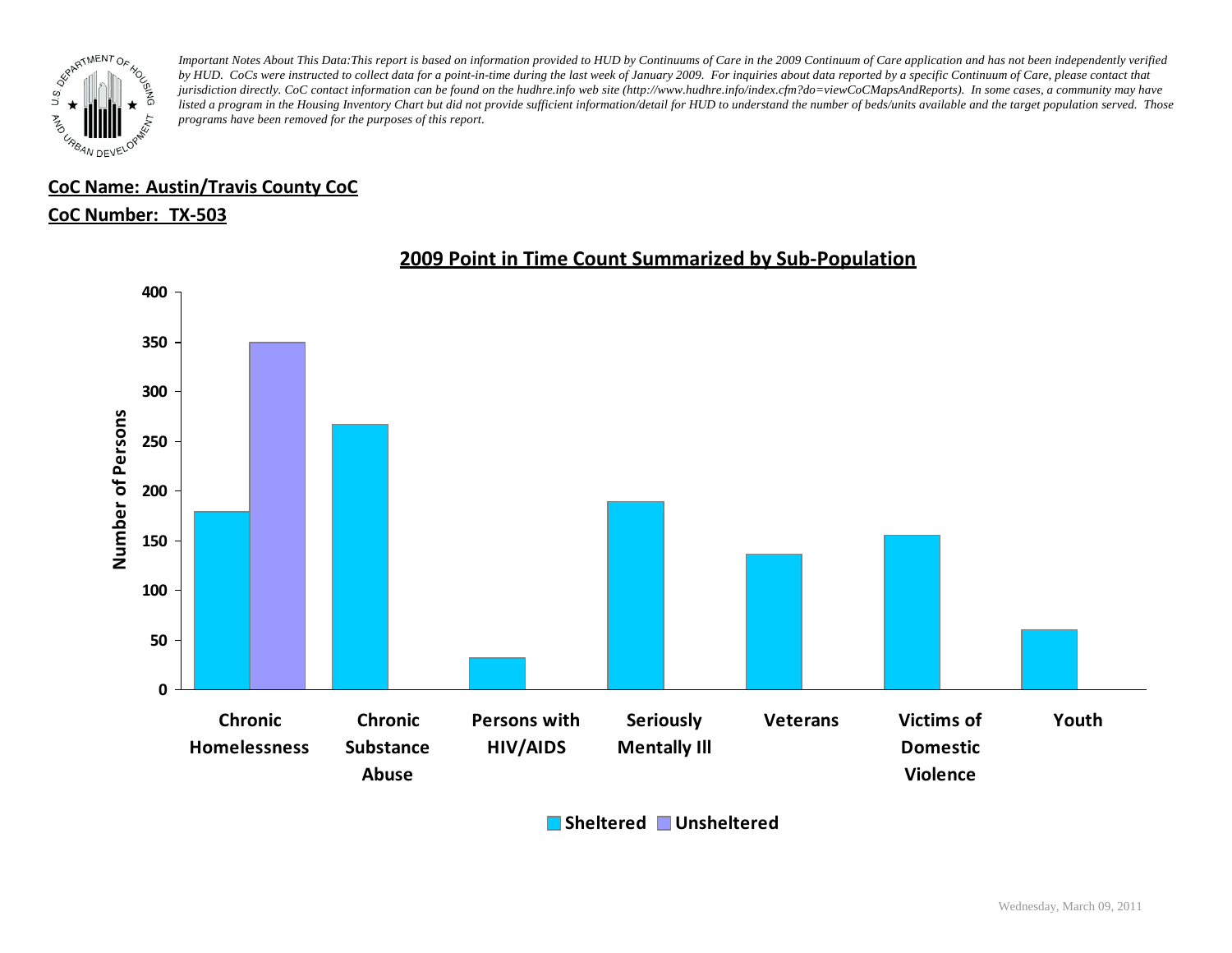*Important Notes About This Data:This report is based on information provided to HUD by Continuums of Care in the 2009 Continuum of Care application and has not been independently verified by HUD. CoCs were instructed to collect data for a point-in-time during the last week of January 2009. For inquiries about data reported by a specific Continuum of Care, please contact that jurisdiction directly. CoC contact information can be found on the hudhre.info web site (http://www.hudhre.info/index.cfm?do=viewCoCMapsAndReports). In some cases, a community may have listed a program in the Housing Inventory Chart but did not provide sufficient information/detail for HUD to understand the number of beds/units available and the target population served. Those programs have been removed for the purposes of this report.*

**CoC Name: Austin/Travis County CoC**

**CoC Number: TX-503**

## 2009 Point in Time Count Summarized by Sub-Population

Number of Persons

400
350
300
250
200
150
100
50
0

Chronic Homelessness
Chronic Substance Abuse
Persons with HIV/AIDS
Seriously Mentally Ill
Veterans
Victims of Domestic Violence
Youth

Sheltered
Unsheltered

Wednesday, March 09, 2011